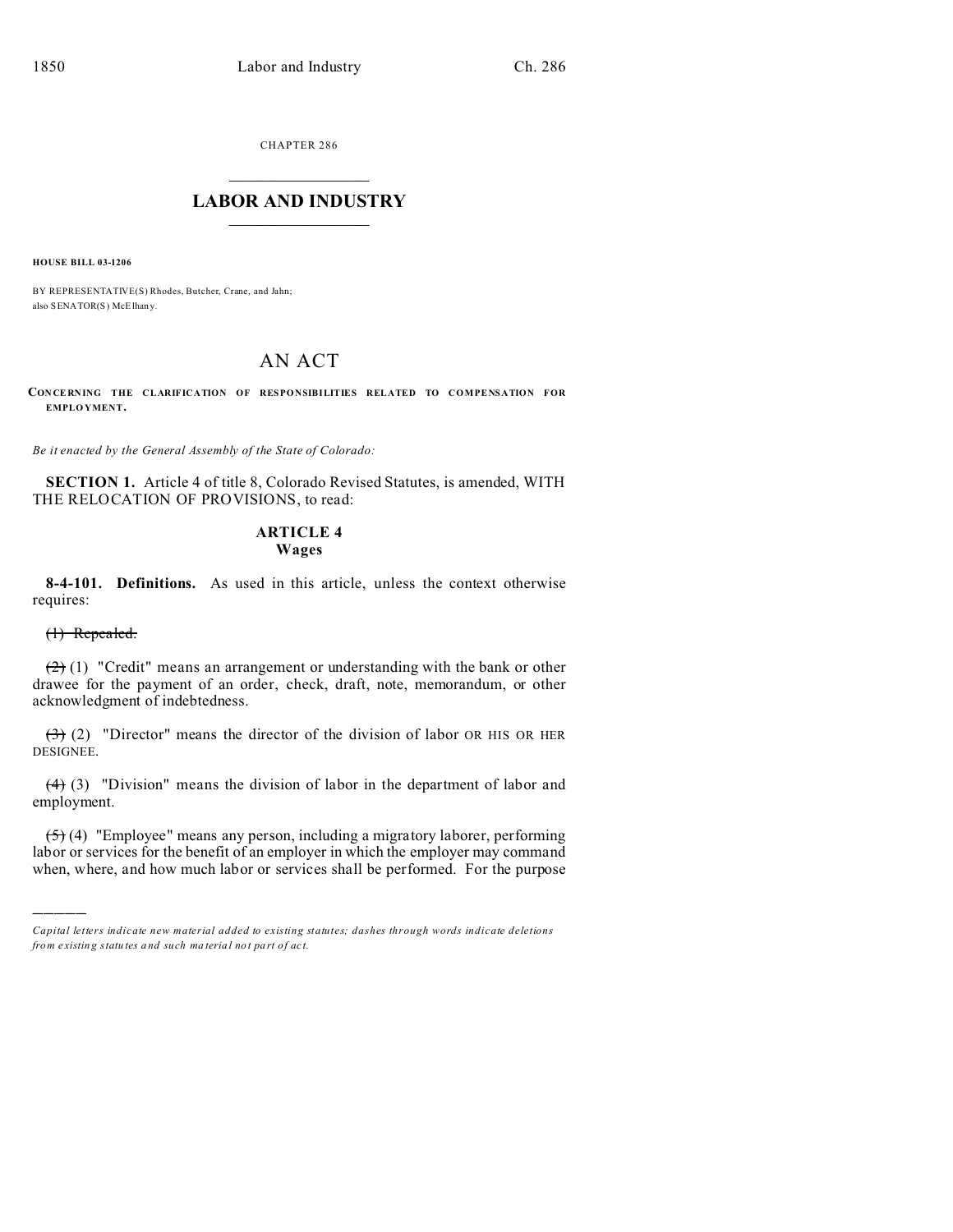CHAPTER 286

# LABOR AND INDUSTRY

**HOUSE BILL 03-1206**

BY REPRESENTATIVE(S) Rhodes, Butcher, Crane, and Jahn;
also SENATOR(S) McElhany.

# AN ACT

**CONCERNING THE CLARIFICATION OF RESPONSIBILITIES RELATED TO COMPENSATION FOR EMPLOYMENT.**

*Be it enacted by the General Assembly of the State of Colorado:*

**SECTION 1.** Article 4 of title 8, Colorado Revised Statutes, is amended, WITH THE RELOCATION OF PROVISIONS, to read:

## ARTICLE 4
## Wages

**8-4-101. Definitions.** As used in this article, unless the context otherwise requires:

~~(1) Repealed.~~

~~(2)~~ (1) "Credit" means an arrangement or understanding with the bank or other drawee for the payment of an order, check, draft, note, memorandum, or other acknowledgment of indebtedness.

~~(3)~~ (2) "Director" means the director of the division of labor OR HIS OR HER DESIGNEE.

~~(4)~~ (3) "Division" means the division of labor in the department of labor and employment.

~~(5)~~ (4) "Employee" means any person, including a migratory laborer, performing labor or services for the benefit of an employer in which the employer may command when, where, and how much labor or services shall be performed. For the purpose

---

*Capital letters indicate new material added to existing statutes; dashes through words indicate deletions from existing statutes and such material not part of act.*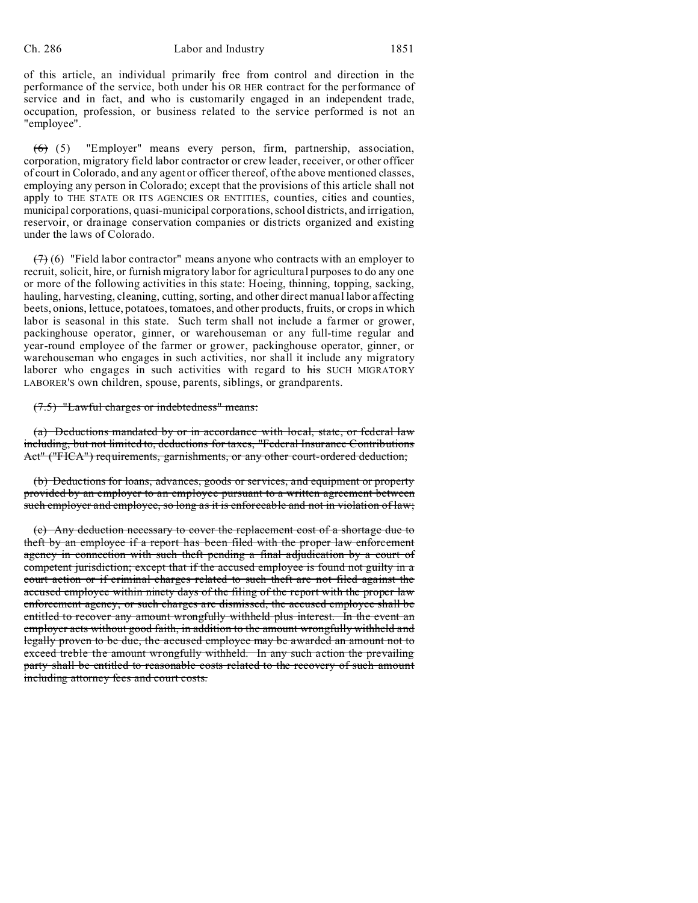of this article, an individual primarily free from control and direction in the performance of the service, both under his OR HER contract for the performance of service and in fact, and who is customarily engaged in an independent trade, occupation, profession, or business related to the service performed is not an "employee".

~~(6)~~ (5) "Employer" means every person, firm, partnership, association, corporation, migratory field labor contractor or crew leader, receiver, or other officer of court in Colorado, and any agent or officer thereof, of the above mentioned classes, employing any person in Colorado; except that the provisions of this article shall not apply to THE STATE OR ITS AGENCIES OR ENTITIES, counties, cities and counties, municipal corporations, quasi-municipal corporations, school districts, and irrigation, reservoir, or drainage conservation companies or districts organized and existing under the laws of Colorado.

~~(7)~~ (6) "Field labor contractor" means anyone who contracts with an employer to recruit, solicit, hire, or furnish migratory labor for agricultural purposes to do any one or more of the following activities in this state: Hoeing, thinning, topping, sacking, hauling, harvesting, cleaning, cutting, sorting, and other direct manual labor affecting beets, onions, lettuce, potatoes, tomatoes, and other products, fruits, or crops in which labor is seasonal in this state. Such term shall not include a farmer or grower, packinghouse operator, ginner, or warehouseman or any full-time regular and year-round employee of the farmer or grower, packinghouse operator, ginner, or warehouseman who engages in such activities, nor shall it include any migratory laborer who engages in such activities with regard to ~~his~~ SUCH MIGRATORY LABORER'S own children, spouse, parents, siblings, or grandparents.

~~(7.5) "Lawful charges or indebtedness" means:~~

~~(a) Deductions mandated by or in accordance with local, state, or federal law including, but not limited to, deductions for taxes, "Federal Insurance Contributions Act" ("FICA") requirements, garnishments, or any other court-ordered deduction;~~

~~(b) Deductions for loans, advances, goods or services, and equipment or property provided by an employer to an employee pursuant to a written agreement between such employer and employee, so long as it is enforceable and not in violation of law;~~

~~(c) Any deduction necessary to cover the replacement cost of a shortage due to theft by an employee if a report has been filed with the proper law enforcement agency in connection with such theft pending a final adjudication by a court of competent jurisdiction; except that if the accused employee is found not guilty in a court action or if criminal charges related to such theft are not filed against the accused employee within ninety days of the filing of the report with the proper law enforcement agency, or such charges are dismissed, the accused employee shall be entitled to recover any amount wrongfully withheld plus interest. In the event an employer acts without good faith, in addition to the amount wrongfully withheld and legally proven to be due, the accused employee may be awarded an amount not to exceed treble the amount wrongfully withheld. In any such action the prevailing party shall be entitled to reasonable costs related to the recovery of such amount including attorney fees and court costs.~~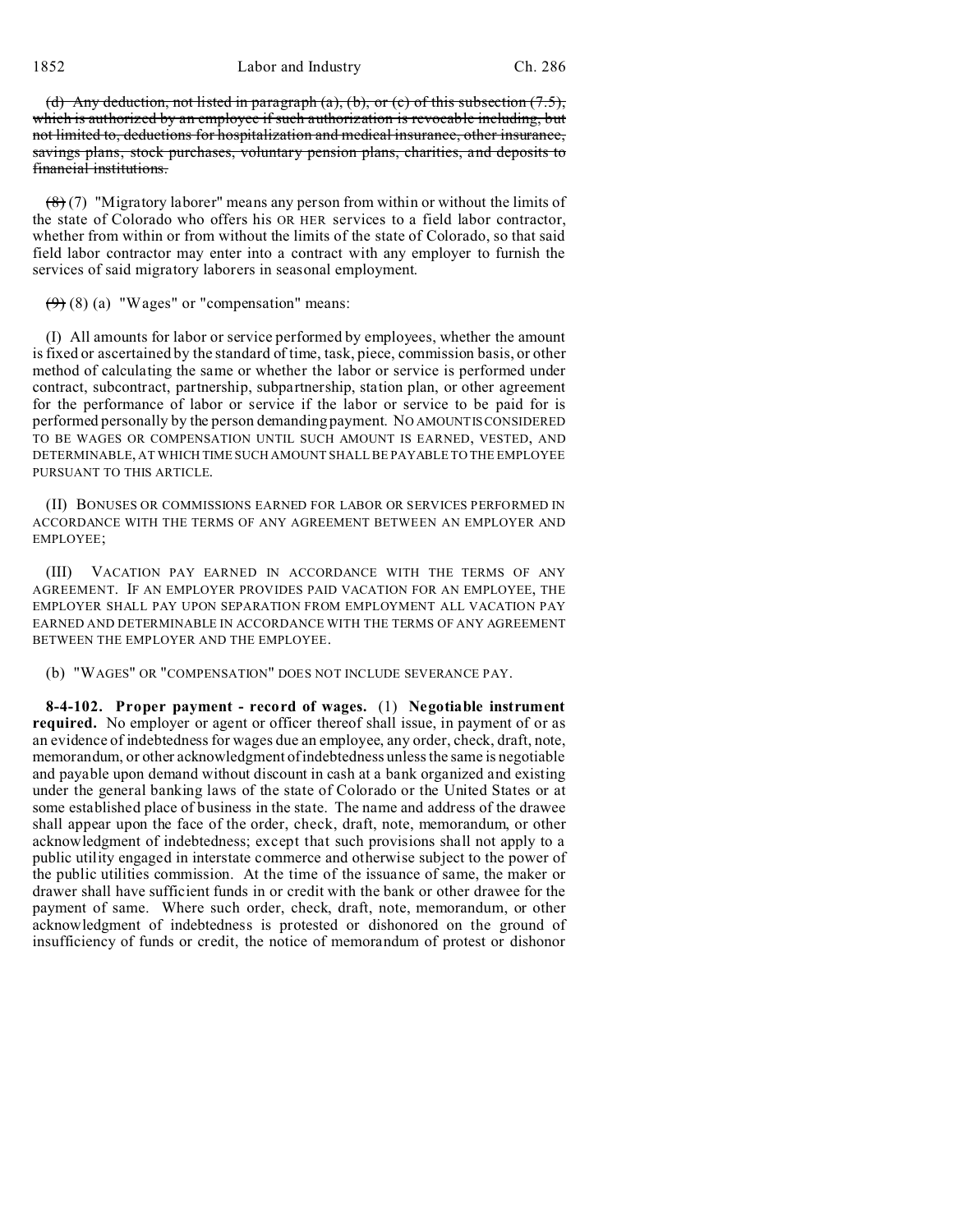~~(d) Any deduction, not listed in paragraph (a), (b), or (c) of this subsection (7.5), which is authorized by an employee if such authorization is revocable including, but not limited to, deductions for hospitalization and medical insurance, other insurance, savings plans, stock purchases, voluntary pension plans, charities, and deposits to financial institutions.~~

~~(8)~~ (7) "Migratory laborer" means any person from within or without the limits of the state of Colorado who offers his OR HER services to a field labor contractor, whether from within or from without the limits of the state of Colorado, so that said field labor contractor may enter into a contract with any employer to furnish the services of said migratory laborers in seasonal employment.

~~(9)~~ (8) (a) "Wages" or "compensation" means:

(I) All amounts for labor or service performed by employees, whether the amount is fixed or ascertained by the standard of time, task, piece, commission basis, or other method of calculating the same or whether the labor or service is performed under contract, subcontract, partnership, subpartnership, station plan, or other agreement for the performance of labor or service if the labor or service to be paid for is performed personally by the person demanding payment. NO AMOUNT IS CONSIDERED TO BE WAGES OR COMPENSATION UNTIL SUCH AMOUNT IS EARNED, VESTED, AND DETERMINABLE, AT WHICH TIME SUCH AMOUNT SHALL BE PAYABLE TO THE EMPLOYEE PURSUANT TO THIS ARTICLE.

(II) BONUSES OR COMMISSIONS EARNED FOR LABOR OR SERVICES PERFORMED IN ACCORDANCE WITH THE TERMS OF ANY AGREEMENT BETWEEN AN EMPLOYER AND EMPLOYEE;

(III) VACATION PAY EARNED IN ACCORDANCE WITH THE TERMS OF ANY AGREEMENT. IF AN EMPLOYER PROVIDES PAID VACATION FOR AN EMPLOYEE, THE EMPLOYER SHALL PAY UPON SEPARATION FROM EMPLOYMENT ALL VACATION PAY EARNED AND DETERMINABLE IN ACCORDANCE WITH THE TERMS OF ANY AGREEMENT BETWEEN THE EMPLOYER AND THE EMPLOYEE.

(b) "WAGES" OR "COMPENSATION" DOES NOT INCLUDE SEVERANCE PAY.

**8-4-102. Proper payment - record of wages.** (1) **Negotiable instrument required.** No employer or agent or officer thereof shall issue, in payment of or as an evidence of indebtedness for wages due an employee, any order, check, draft, note, memorandum, or other acknowledgment of indebtedness unless the same is negotiable and payable upon demand without discount in cash at a bank organized and existing under the general banking laws of the state of Colorado or the United States or at some established place of business in the state. The name and address of the drawee shall appear upon the face of the order, check, draft, note, memorandum, or other acknowledgment of indebtedness; except that such provisions shall not apply to a public utility engaged in interstate commerce and otherwise subject to the power of the public utilities commission. At the time of the issuance of same, the maker or drawer shall have sufficient funds in or credit with the bank or other drawee for the payment of same. Where such order, check, draft, note, memorandum, or other acknowledgment of indebtedness is protested or dishonored on the ground of insufficiency of funds or credit, the notice of memorandum of protest or dishonor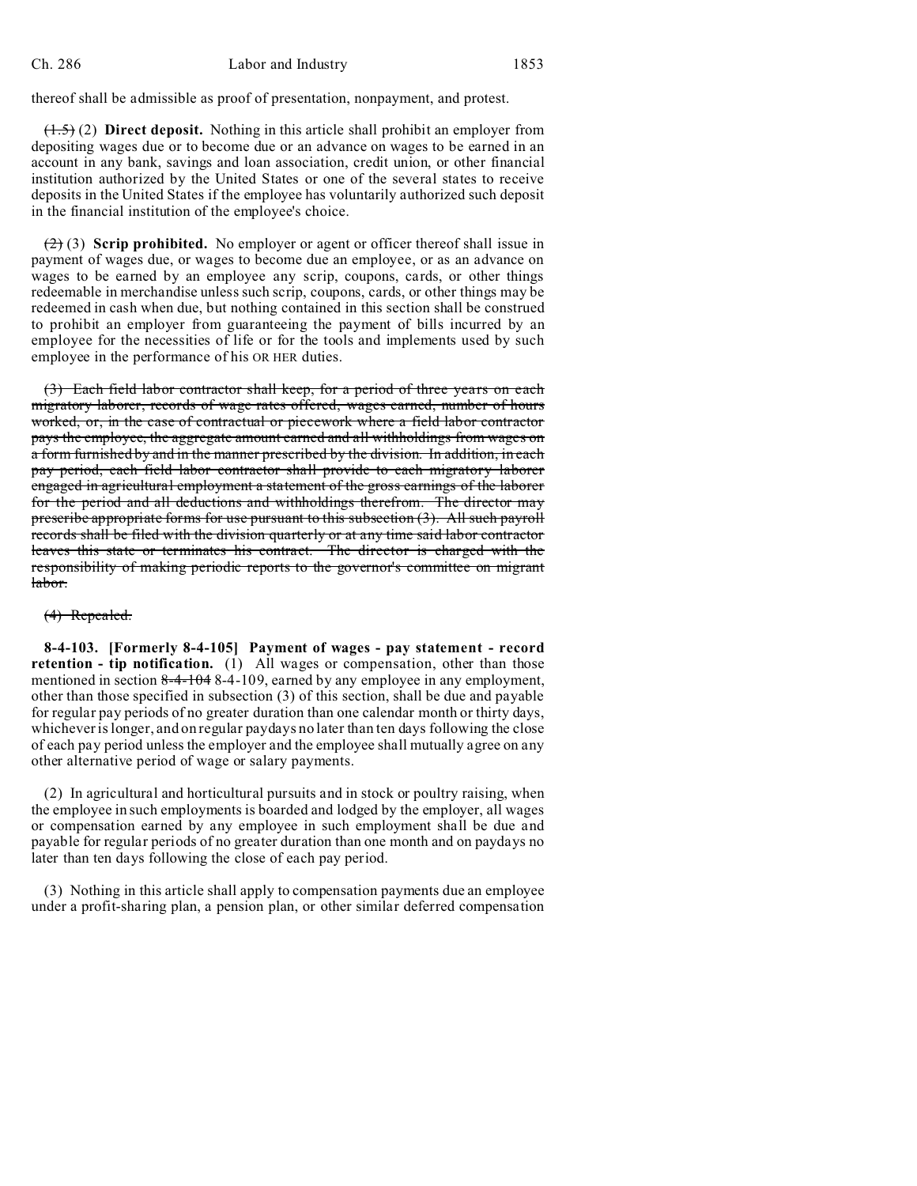thereof shall be admissible as proof of presentation, nonpayment, and protest.

~~(1.5)~~ (2) **Direct deposit.** Nothing in this article shall prohibit an employer from depositing wages due or to become due or an advance on wages to be earned in an account in any bank, savings and loan association, credit union, or other financial institution authorized by the United States or one of the several states to receive deposits in the United States if the employee has voluntarily authorized such deposit in the financial institution of the employee's choice.

~~(2)~~ (3) **Scrip prohibited.** No employer or agent or officer thereof shall issue in payment of wages due, or wages to become due an employee, or as an advance on wages to be earned by an employee any scrip, coupons, cards, or other things redeemable in merchandise unless such scrip, coupons, cards, or other things may be redeemed in cash when due, but nothing contained in this section shall be construed to prohibit an employer from guaranteeing the payment of bills incurred by an employee for the necessities of life or for the tools and implements used by such employee in the performance of his OR HER duties.

~~(3) Each field labor contractor shall keep, for a period of three years on each migratory laborer, records of wage rates offered, wages earned, number of hours worked, or, in the case of contractual or piecework where a field labor contractor pays the employee, the aggregate amount earned and all withholdings from wages on a form furnished by and in the manner prescribed by the division. In addition, in each pay period, each field labor contractor shall provide to each migratory laborer engaged in agricultural employment a statement of the gross earnings of the laborer for the period and all deductions and withholdings therefrom. The director may prescribe appropriate forms for use pursuant to this subsection (3). All such payroll records shall be filed with the division quarterly or at any time said labor contractor leaves this state or terminates his contract. The director is charged with the responsibility of making periodic reports to the governor's committee on migrant labor.~~

~~(4) Repealed.~~

**8-4-103. [Formerly 8-4-105] Payment of wages - pay statement - record retention - tip notification.** (1) All wages or compensation, other than those mentioned in section ~~8-4-104~~ 8-4-109, earned by any employee in any employment, other than those specified in subsection (3) of this section, shall be due and payable for regular pay periods of no greater duration than one calendar month or thirty days, whichever is longer, and on regular paydays no later than ten days following the close of each pay period unless the employer and the employee shall mutually agree on any other alternative period of wage or salary payments.

(2) In agricultural and horticultural pursuits and in stock or poultry raising, when the employee in such employments is boarded and lodged by the employer, all wages or compensation earned by any employee in such employment shall be due and payable for regular periods of no greater duration than one month and on paydays no later than ten days following the close of each pay period.

(3) Nothing in this article shall apply to compensation payments due an employee under a profit-sharing plan, a pension plan, or other similar deferred compensation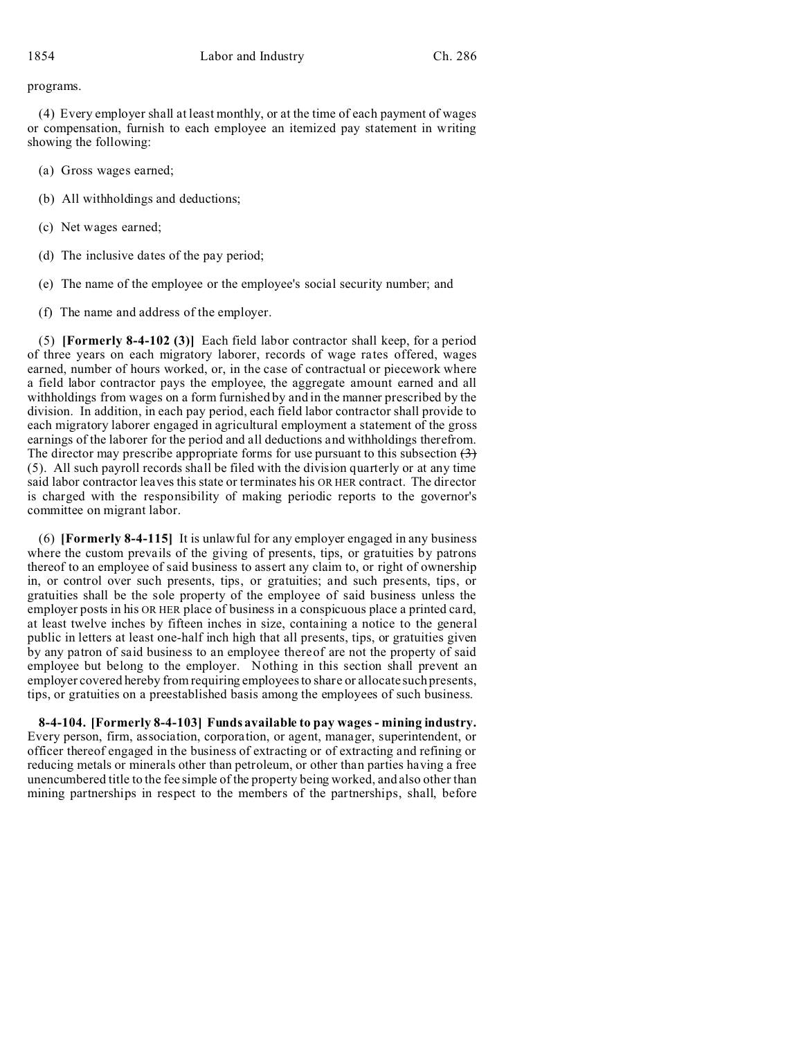programs.

(4) Every employer shall at least monthly, or at the time of each payment of wages or compensation, furnish to each employee an itemized pay statement in writing showing the following:

(a) Gross wages earned;

(b) All withholdings and deductions;

(c) Net wages earned;

(d) The inclusive dates of the pay period;

(e) The name of the employee or the employee's social security number; and

(f) The name and address of the employer.

(5) **[Formerly 8-4-102 (3)]** Each field labor contractor shall keep, for a period of three years on each migratory laborer, records of wage rates offered, wages earned, number of hours worked, or, in the case of contractual or piecework where a field labor contractor pays the employee, the aggregate amount earned and all withholdings from wages on a form furnished by and in the manner prescribed by the division. In addition, in each pay period, each field labor contractor shall provide to each migratory laborer engaged in agricultural employment a statement of the gross earnings of the laborer for the period and all deductions and withholdings therefrom. The director may prescribe appropriate forms for use pursuant to this subsection ~~(3)~~ (5). All such payroll records shall be filed with the division quarterly or at any time said labor contractor leaves this state or terminates his OR HER contract. The director is charged with the responsibility of making periodic reports to the governor's committee on migrant labor.

(6) **[Formerly 8-4-115]** It is unlawful for any employer engaged in any business where the custom prevails of the giving of presents, tips, or gratuities by patrons thereof to an employee of said business to assert any claim to, or right of ownership in, or control over such presents, tips, or gratuities; and such presents, tips, or gratuities shall be the sole property of the employee of said business unless the employer posts in his OR HER place of business in a conspicuous place a printed card, at least twelve inches by fifteen inches in size, containing a notice to the general public in letters at least one-half inch high that all presents, tips, or gratuities given by any patron of said business to an employee thereof are not the property of said employee but belong to the employer. Nothing in this section shall prevent an employer covered hereby from requiring employees to share or allocate such presents, tips, or gratuities on a preestablished basis among the employees of such business.

**8-4-104. [Formerly 8-4-103] Funds available to pay wages - mining industry.** Every person, firm, association, corporation, or agent, manager, superintendent, or officer thereof engaged in the business of extracting or of extracting and refining or reducing metals or minerals other than petroleum, or other than parties having a free unencumbered title to the fee simple of the property being worked, and also other than mining partnerships in respect to the members of the partnerships, shall, before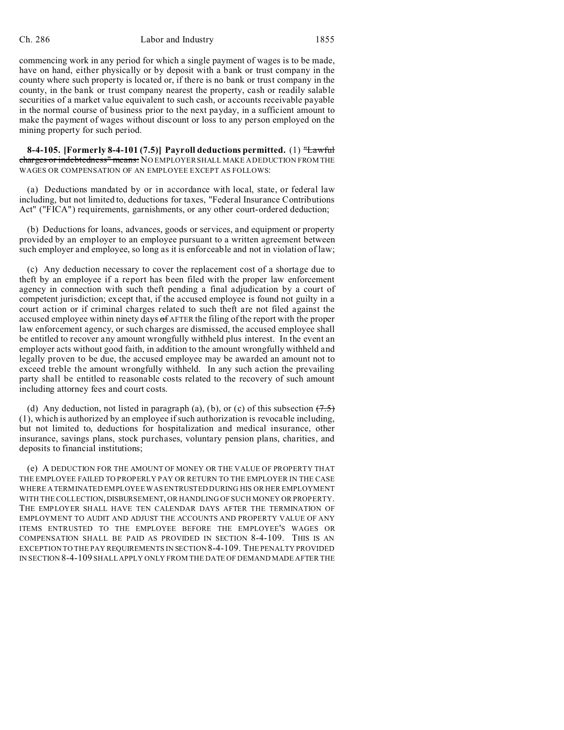commencing work in any period for which a single payment of wages is to be made, have on hand, either physically or by deposit with a bank or trust company in the county where such property is located or, if there is no bank or trust company in the county, in the bank or trust company nearest the property, cash or readily salable securities of a market value equivalent to such cash, or accounts receivable payable in the normal course of business prior to the next payday, in a sufficient amount to make the payment of wages without discount or loss to any person employed on the mining property for such period.

**8-4-105. [Formerly 8-4-101 (7.5)] Payroll deductions permitted.** (1) ~~"Lawful charges or indebtedness" means:~~ NO EMPLOYER SHALL MAKE A DEDUCTION FROM THE WAGES OR COMPENSATION OF AN EMPLOYEE EXCEPT AS FOLLOWS:

(a) Deductions mandated by or in accordance with local, state, or federal law including, but not limited to, deductions for taxes, "Federal Insurance Contributions Act" ("FICA") requirements, garnishments, or any other court-ordered deduction;

(b) Deductions for loans, advances, goods or services, and equipment or property provided by an employer to an employee pursuant to a written agreement between such employer and employee, so long as it is enforceable and not in violation of law;

(c) Any deduction necessary to cover the replacement cost of a shortage due to theft by an employee if a report has been filed with the proper law enforcement agency in connection with such theft pending a final adjudication by a court of competent jurisdiction; except that, if the accused employee is found not guilty in a court action or if criminal charges related to such theft are not filed against the accused employee within ninety days ~~of~~ AFTER the filing of the report with the proper law enforcement agency, or such charges are dismissed, the accused employee shall be entitled to recover any amount wrongfully withheld plus interest. In the event an employer acts without good faith, in addition to the amount wrongfully withheld and legally proven to be due, the accused employee may be awarded an amount not to exceed treble the amount wrongfully withheld. In any such action the prevailing party shall be entitled to reasonable costs related to the recovery of such amount including attorney fees and court costs.

(d) Any deduction, not listed in paragraph (a), (b), or (c) of this subsection ~~(7.5)~~ (1), which is authorized by an employee if such authorization is revocable including, but not limited to, deductions for hospitalization and medical insurance, other insurance, savings plans, stock purchases, voluntary pension plans, charities, and deposits to financial institutions;

(e) A DEDUCTION FOR THE AMOUNT OF MONEY OR THE VALUE OF PROPERTY THAT THE EMPLOYEE FAILED TO PROPERLY PAY OR RETURN TO THE EMPLOYER IN THE CASE WHERE A TERMINATED EMPLOYEE WAS ENTRUSTED DURING HIS OR HER EMPLOYMENT WITH THE COLLECTION, DISBURSEMENT, OR HANDLING OF SUCH MONEY OR PROPERTY. THE EMPLOYER SHALL HAVE TEN CALENDAR DAYS AFTER THE TERMINATION OF EMPLOYMENT TO AUDIT AND ADJUST THE ACCOUNTS AND PROPERTY VALUE OF ANY ITEMS ENTRUSTED TO THE EMPLOYEE BEFORE THE EMPLOYEE'S WAGES OR COMPENSATION SHALL BE PAID AS PROVIDED IN SECTION 8-4-109. THIS IS AN EXCEPTION TO THE PAY REQUIREMENTS IN SECTION 8-4-109. THE PENALTY PROVIDED IN SECTION 8-4-109 SHALL APPLY ONLY FROM THE DATE OF DEMAND MADE AFTER THE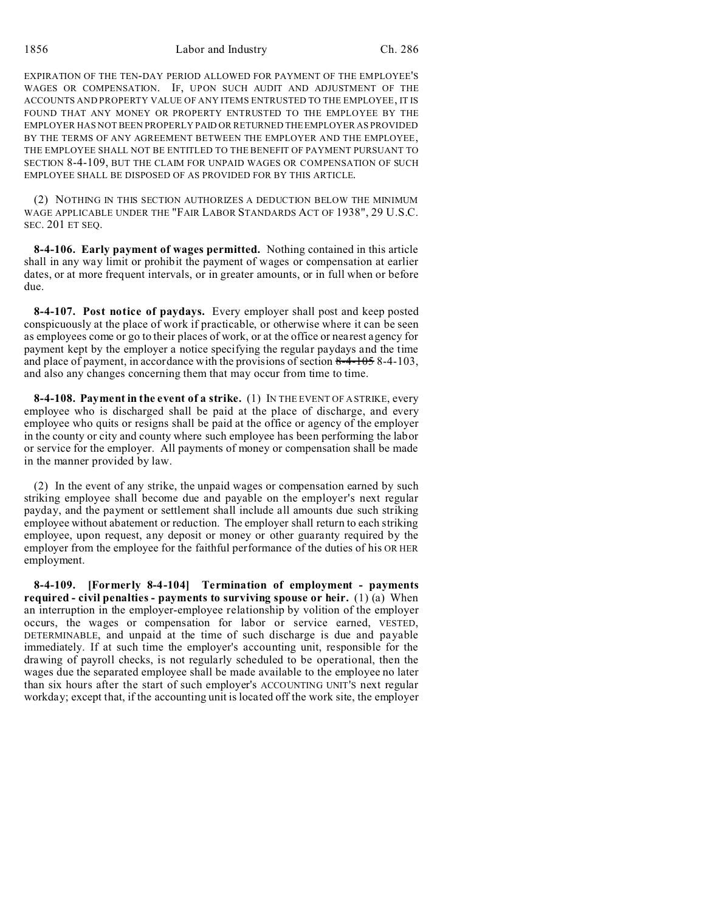EXPIRATION OF THE TEN-DAY PERIOD ALLOWED FOR PAYMENT OF THE EMPLOYEE'S WAGES OR COMPENSATION. IF, UPON SUCH AUDIT AND ADJUSTMENT OF THE ACCOUNTS AND PROPERTY VALUE OF ANY ITEMS ENTRUSTED TO THE EMPLOYEE, IT IS FOUND THAT ANY MONEY OR PROPERTY ENTRUSTED TO THE EMPLOYEE BY THE EMPLOYER HAS NOT BEEN PROPERLY PAID OR RETURNED THE EMPLOYER AS PROVIDED BY THE TERMS OF ANY AGREEMENT BETWEEN THE EMPLOYER AND THE EMPLOYEE, THE EMPLOYEE SHALL NOT BE ENTITLED TO THE BENEFIT OF PAYMENT PURSUANT TO SECTION 8-4-109, BUT THE CLAIM FOR UNPAID WAGES OR COMPENSATION OF SUCH EMPLOYEE SHALL BE DISPOSED OF AS PROVIDED FOR BY THIS ARTICLE.

(2) NOTHING IN THIS SECTION AUTHORIZES A DEDUCTION BELOW THE MINIMUM WAGE APPLICABLE UNDER THE "FAIR LABOR STANDARDS ACT OF 1938", 29 U.S.C. SEC. 201 ET SEQ.

**8-4-106. Early payment of wages permitted.** Nothing contained in this article shall in any way limit or prohibit the payment of wages or compensation at earlier dates, or at more frequent intervals, or in greater amounts, or in full when or before due.

**8-4-107. Post notice of paydays.** Every employer shall post and keep posted conspicuously at the place of work if practicable, or otherwise where it can be seen as employees come or go to their places of work, or at the office or nearest agency for payment kept by the employer a notice specifying the regular paydays and the time and place of payment, in accordance with the provisions of section ~~8-4-105~~ 8-4-103, and also any changes concerning them that may occur from time to time.

**8-4-108. Payment in the event of a strike.** (1) IN THE EVENT OF A STRIKE, every employee who is discharged shall be paid at the place of discharge, and every employee who quits or resigns shall be paid at the office or agency of the employer in the county or city and county where such employee has been performing the labor or service for the employer. All payments of money or compensation shall be made in the manner provided by law.

(2) In the event of any strike, the unpaid wages or compensation earned by such striking employee shall become due and payable on the employer's next regular payday, and the payment or settlement shall include all amounts due such striking employee without abatement or reduction. The employer shall return to each striking employee, upon request, any deposit or money or other guaranty required by the employer from the employee for the faithful performance of the duties of his OR HER employment.

**8-4-109. [Formerly 8-4-104] Termination of employment - payments required - civil penalties - payments to surviving spouse or heir.** (1) (a) When an interruption in the employer-employee relationship by volition of the employer occurs, the wages or compensation for labor or service earned, VESTED, DETERMINABLE, and unpaid at the time of such discharge is due and payable immediately. If at such time the employer's accounting unit, responsible for the drawing of payroll checks, is not regularly scheduled to be operational, then the wages due the separated employee shall be made available to the employee no later than six hours after the start of such employer's ACCOUNTING UNIT'S next regular workday; except that, if the accounting unit is located off the work site, the employer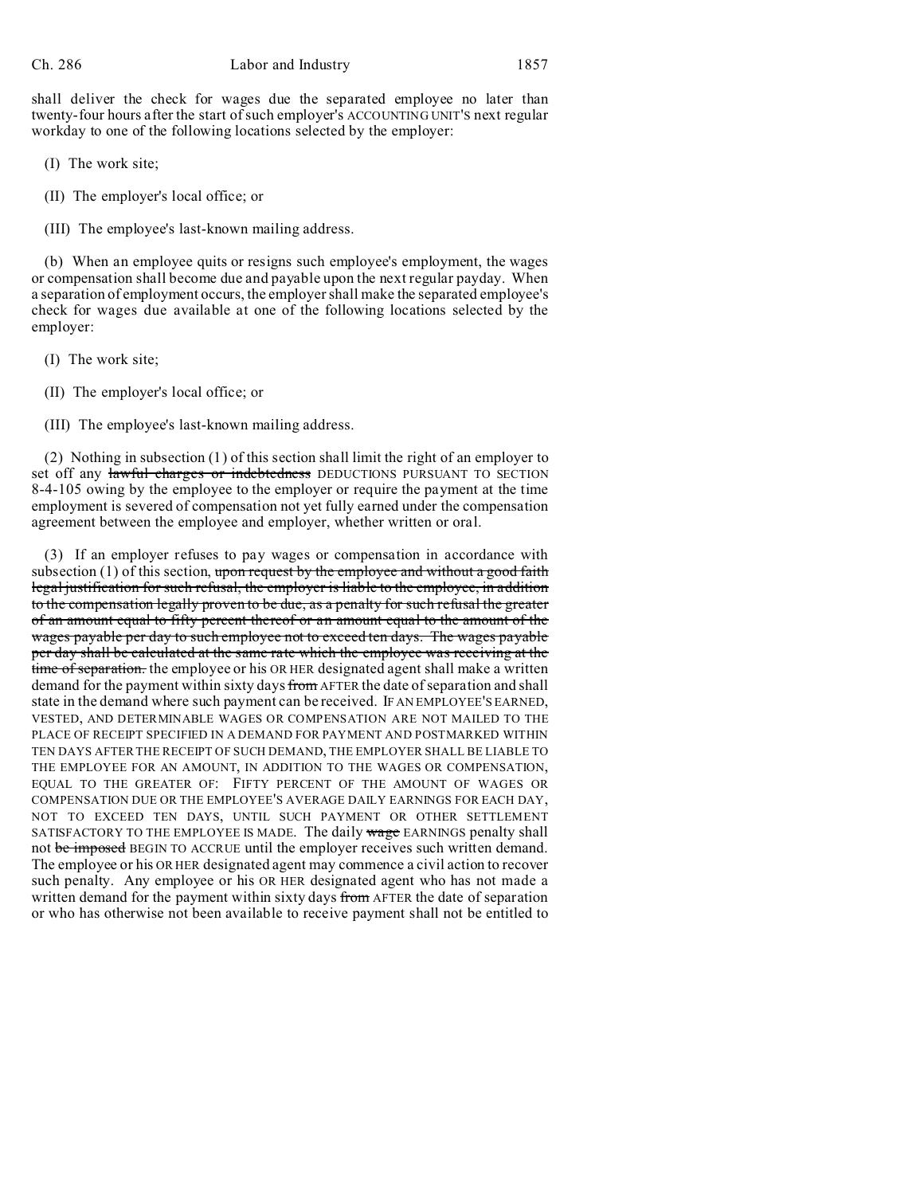shall deliver the check for wages due the separated employee no later than twenty-four hours after the start of such employer's ACCOUNTING UNIT'S next regular workday to one of the following locations selected by the employer:

(I) The work site;

(II) The employer's local office; or

(III) The employee's last-known mailing address.

(b) When an employee quits or resigns such employee's employment, the wages or compensation shall become due and payable upon the next regular payday. When a separation of employment occurs, the employer shall make the separated employee's check for wages due available at one of the following locations selected by the employer:

(I) The work site;

(II) The employer's local office; or

(III) The employee's last-known mailing address.

(2) Nothing in subsection (1) of this section shall limit the right of an employer to set off any ~~lawful charges or indebtedness~~ DEDUCTIONS PURSUANT TO SECTION 8-4-105 owing by the employee to the employer or require the payment at the time employment is severed of compensation not yet fully earned under the compensation agreement between the employee and employer, whether written or oral.

(3) If an employer refuses to pay wages or compensation in accordance with subsection (1) of this section, ~~upon request by the employee and without a good faith legal justification for such refusal, the employer is liable to the employee, in addition to the compensation legally proven to be due, as a penalty for such refusal the greater of an amount equal to fifty percent thereof or an amount equal to the amount of the wages payable per day to such employee not to exceed ten days. The wages payable per day shall be calculated at the same rate which the employee was receiving at the time of separation.~~ the employee or his OR HER designated agent shall make a written demand for the payment within sixty days ~~from~~ AFTER the date of separation and shall state in the demand where such payment can be received. IF AN EMPLOYEE'S EARNED, VESTED, AND DETERMINABLE WAGES OR COMPENSATION ARE NOT MAILED TO THE PLACE OF RECEIPT SPECIFIED IN A DEMAND FOR PAYMENT AND POSTMARKED WITHIN TEN DAYS AFTER THE RECEIPT OF SUCH DEMAND, THE EMPLOYER SHALL BE LIABLE TO THE EMPLOYEE FOR AN AMOUNT, IN ADDITION TO THE WAGES OR COMPENSATION, EQUAL TO THE GREATER OF: FIFTY PERCENT OF THE AMOUNT OF WAGES OR COMPENSATION DUE OR THE EMPLOYEE'S AVERAGE DAILY EARNINGS FOR EACH DAY, NOT TO EXCEED TEN DAYS, UNTIL SUCH PAYMENT OR OTHER SETTLEMENT SATISFACTORY TO THE EMPLOYEE IS MADE. The daily ~~wage~~ EARNINGS penalty shall not ~~be imposed~~ BEGIN TO ACCRUE until the employer receives such written demand. The employee or his OR HER designated agent may commence a civil action to recover such penalty. Any employee or his OR HER designated agent who has not made a written demand for the payment within sixty days ~~from~~ AFTER the date of separation or who has otherwise not been available to receive payment shall not be entitled to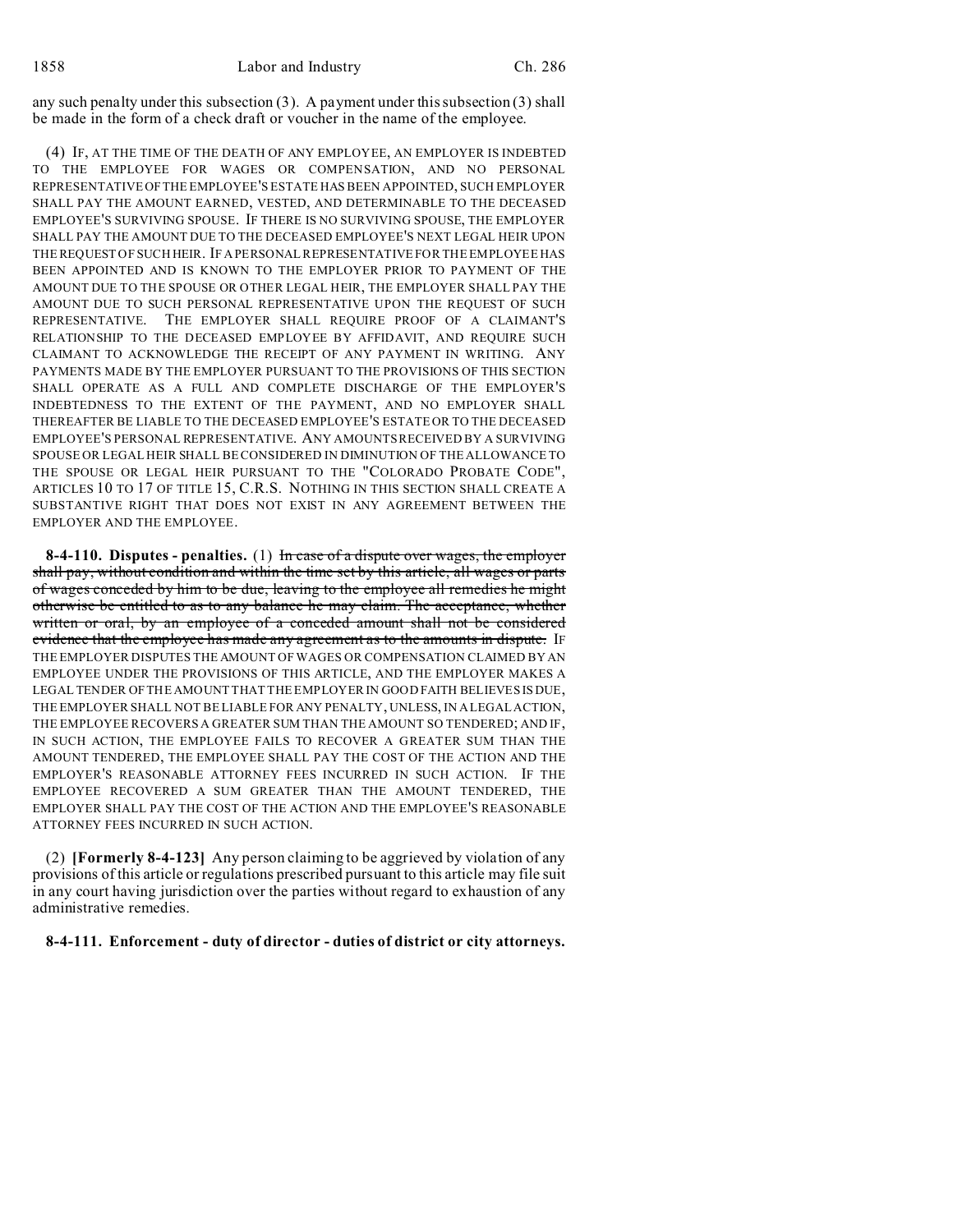any such penalty under this subsection (3). A payment under this subsection (3) shall be made in the form of a check draft or voucher in the name of the employee.

(4) IF, AT THE TIME OF THE DEATH OF ANY EMPLOYEE, AN EMPLOYER IS INDEBTED TO THE EMPLOYEE FOR WAGES OR COMPENSATION, AND NO PERSONAL REPRESENTATIVE OF THE EMPLOYEE'S ESTATE HAS BEEN APPOINTED, SUCH EMPLOYER SHALL PAY THE AMOUNT EARNED, VESTED, AND DETERMINABLE TO THE DECEASED EMPLOYEE'S SURVIVING SPOUSE. IF THERE IS NO SURVIVING SPOUSE, THE EMPLOYER SHALL PAY THE AMOUNT DUE TO THE DECEASED EMPLOYEE'S NEXT LEGAL HEIR UPON THE REQUEST OF SUCH HEIR. IF A PERSONAL REPRESENTATIVE FOR THE EMPLOYEE HAS BEEN APPOINTED AND IS KNOWN TO THE EMPLOYER PRIOR TO PAYMENT OF THE AMOUNT DUE TO THE SPOUSE OR OTHER LEGAL HEIR, THE EMPLOYER SHALL PAY THE AMOUNT DUE TO SUCH PERSONAL REPRESENTATIVE UPON THE REQUEST OF SUCH REPRESENTATIVE. THE EMPLOYER SHALL REQUIRE PROOF OF A CLAIMANT'S RELATIONSHIP TO THE DECEASED EMPLOYEE BY AFFIDAVIT, AND REQUIRE SUCH CLAIMANT TO ACKNOWLEDGE THE RECEIPT OF ANY PAYMENT IN WRITING. ANY PAYMENTS MADE BY THE EMPLOYER PURSUANT TO THE PROVISIONS OF THIS SECTION SHALL OPERATE AS A FULL AND COMPLETE DISCHARGE OF THE EMPLOYER'S INDEBTEDNESS TO THE EXTENT OF THE PAYMENT, AND NO EMPLOYER SHALL THEREAFTER BE LIABLE TO THE DECEASED EMPLOYEE'S ESTATE OR TO THE DECEASED EMPLOYEE'S PERSONAL REPRESENTATIVE. ANY AMOUNTS RECEIVED BY A SURVIVING SPOUSE OR LEGAL HEIR SHALL BE CONSIDERED IN DIMINUTION OF THE ALLOWANCE TO THE SPOUSE OR LEGAL HEIR PURSUANT TO THE "COLORADO PROBATE CODE", ARTICLES 10 TO 17 OF TITLE 15, C.R.S. NOTHING IN THIS SECTION SHALL CREATE A SUBSTANTIVE RIGHT THAT DOES NOT EXIST IN ANY AGREEMENT BETWEEN THE EMPLOYER AND THE EMPLOYEE.

**8-4-110. Disputes - penalties.** (1) ~~In case of a dispute over wages, the employer shall pay, without condition and within the time set by this article, all wages or parts of wages conceded by him to be due, leaving to the employee all remedies he might otherwise be entitled to as to any balance he may claim. The acceptance, whether written or oral, by an employee of a conceded amount shall not be considered evidence that the employee has made any agreement as to the amounts in dispute.~~ IF THE EMPLOYER DISPUTES THE AMOUNT OF WAGES OR COMPENSATION CLAIMED BY AN EMPLOYEE UNDER THE PROVISIONS OF THIS ARTICLE, AND THE EMPLOYER MAKES A LEGAL TENDER OF THE AMOUNT THAT THE EMPLOYER IN GOOD FAITH BELIEVES IS DUE, THE EMPLOYER SHALL NOT BE LIABLE FOR ANY PENALTY, UNLESS, IN A LEGAL ACTION, THE EMPLOYEE RECOVERS A GREATER SUM THAN THE AMOUNT SO TENDERED; AND IF, IN SUCH ACTION, THE EMPLOYEE FAILS TO RECOVER A GREATER SUM THAN THE AMOUNT TENDERED, THE EMPLOYEE SHALL PAY THE COST OF THE ACTION AND THE EMPLOYER'S REASONABLE ATTORNEY FEES INCURRED IN SUCH ACTION. IF THE EMPLOYEE RECOVERED A SUM GREATER THAN THE AMOUNT TENDERED, THE EMPLOYER SHALL PAY THE COST OF THE ACTION AND THE EMPLOYEE'S REASONABLE ATTORNEY FEES INCURRED IN SUCH ACTION.

(2) **[Formerly 8-4-123]** Any person claiming to be aggrieved by violation of any provisions of this article or regulations prescribed pursuant to this article may file suit in any court having jurisdiction over the parties without regard to exhaustion of any administrative remedies.

**8-4-111. Enforcement - duty of director - duties of district or city attorneys.**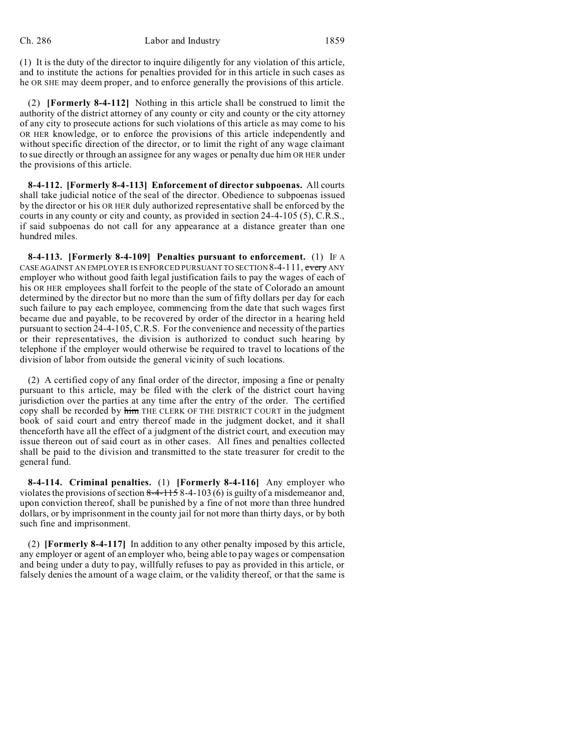(1) It is the duty of the director to inquire diligently for any violation of this article, and to institute the actions for penalties provided for in this article in such cases as he OR SHE may deem proper, and to enforce generally the provisions of this article.

(2) **[Formerly 8-4-112]** Nothing in this article shall be construed to limit the authority of the district attorney of any county or city and county or the city attorney of any city to prosecute actions for such violations of this article as may come to his OR HER knowledge, or to enforce the provisions of this article independently and without specific direction of the director, or to limit the right of any wage claimant to sue directly or through an assignee for any wages or penalty due him OR HER under the provisions of this article.

**8-4-112. [Formerly 8-4-113] Enforcement of director subpoenas.** All courts shall take judicial notice of the seal of the director. Obedience to subpoenas issued by the director or his OR HER duly authorized representative shall be enforced by the courts in any county or city and county, as provided in section 24-4-105 (5), C.R.S., if said subpoenas do not call for any appearance at a distance greater than one hundred miles.

**8-4-113. [Formerly 8-4-109] Penalties pursuant to enforcement.** (1) IF A CASE AGAINST AN EMPLOYER IS ENFORCED PURSUANT TO SECTION 8-4-111, ~~every~~ ANY employer who without good faith legal justification fails to pay the wages of each of his OR HER employees shall forfeit to the people of the state of Colorado an amount determined by the director but no more than the sum of fifty dollars per day for each such failure to pay each employee, commencing from the date that such wages first became due and payable, to be recovered by order of the director in a hearing held pursuant to section 24-4-105, C.R.S. For the convenience and necessity of the parties or their representatives, the division is authorized to conduct such hearing by telephone if the employer would otherwise be required to travel to locations of the division of labor from outside the general vicinity of such locations.

(2) A certified copy of any final order of the director, imposing a fine or penalty pursuant to this article, may be filed with the clerk of the district court having jurisdiction over the parties at any time after the entry of the order. The certified copy shall be recorded by ~~him~~ THE CLERK OF THE DISTRICT COURT in the judgment book of said court and entry thereof made in the judgment docket, and it shall thenceforth have all the effect of a judgment of the district court, and execution may issue thereon out of said court as in other cases. All fines and penalties collected shall be paid to the division and transmitted to the state treasurer for credit to the general fund.

**8-4-114. Criminal penalties.** (1) **[Formerly 8-4-116]** Any employer who violates the provisions of section ~~8-4-115~~ 8-4-103 (6) is guilty of a misdemeanor and, upon conviction thereof, shall be punished by a fine of not more than three hundred dollars, or by imprisonment in the county jail for not more than thirty days, or by both such fine and imprisonment.

(2) **[Formerly 8-4-117]** In addition to any other penalty imposed by this article, any employer or agent of an employer who, being able to pay wages or compensation and being under a duty to pay, willfully refuses to pay as provided in this article, or falsely denies the amount of a wage claim, or the validity thereof, or that the same is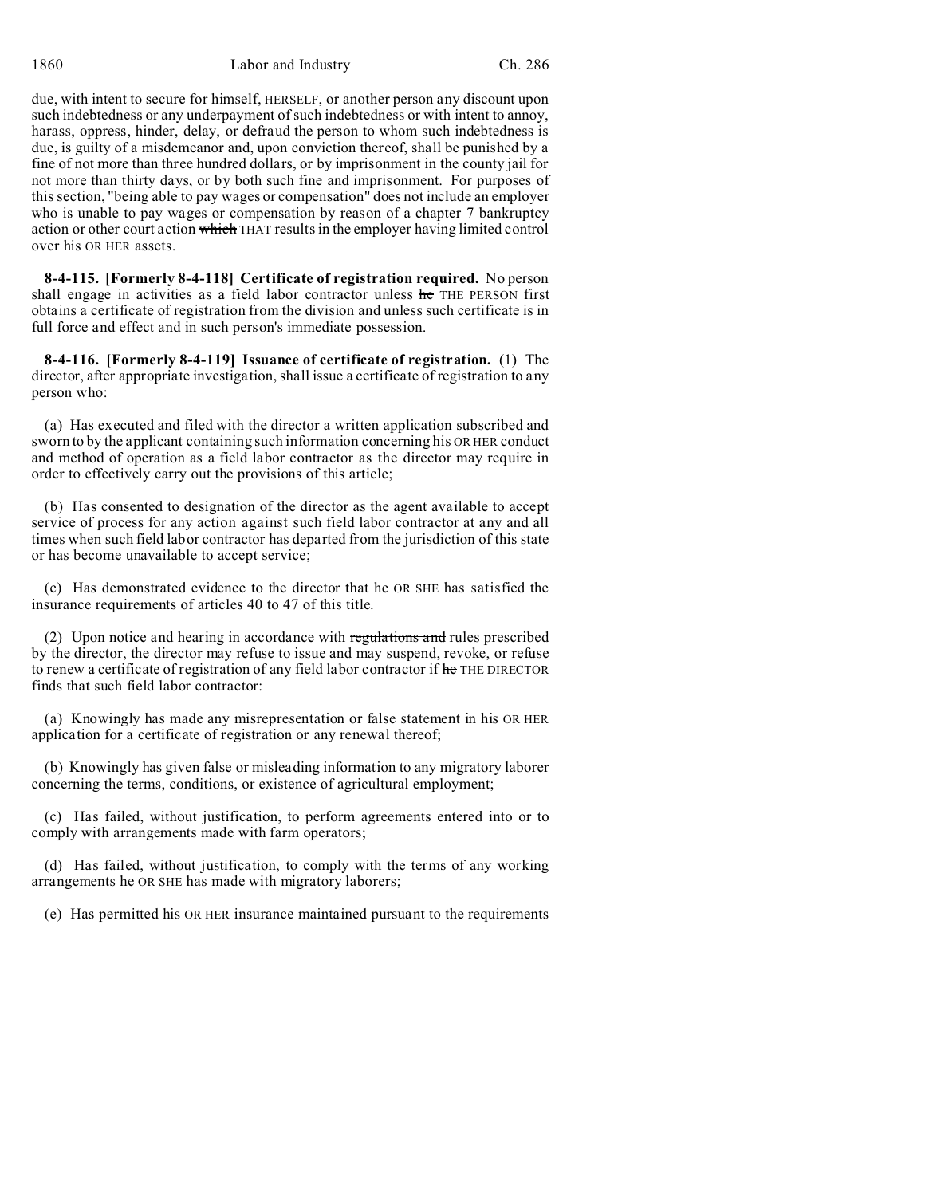due, with intent to secure for himself, HERSELF, or another person any discount upon such indebtedness or any underpayment of such indebtedness or with intent to annoy, harass, oppress, hinder, delay, or defraud the person to whom such indebtedness is due, is guilty of a misdemeanor and, upon conviction thereof, shall be punished by a fine of not more than three hundred dollars, or by imprisonment in the county jail for not more than thirty days, or by both such fine and imprisonment. For purposes of this section, "being able to pay wages or compensation" does not include an employer who is unable to pay wages or compensation by reason of a chapter 7 bankruptcy action or other court action ~~which~~ THAT results in the employer having limited control over his OR HER assets.

**8-4-115. [Formerly 8-4-118] Certificate of registration required.** No person shall engage in activities as a field labor contractor unless ~~he~~ THE PERSON first obtains a certificate of registration from the division and unless such certificate is in full force and effect and in such person's immediate possession.

**8-4-116. [Formerly 8-4-119] Issuance of certificate of registration.** (1) The director, after appropriate investigation, shall issue a certificate of registration to any person who:

(a) Has executed and filed with the director a written application subscribed and sworn to by the applicant containing such information concerning his OR HER conduct and method of operation as a field labor contractor as the director may require in order to effectively carry out the provisions of this article;

(b) Has consented to designation of the director as the agent available to accept service of process for any action against such field labor contractor at any and all times when such field labor contractor has departed from the jurisdiction of this state or has become unavailable to accept service;

(c) Has demonstrated evidence to the director that he OR SHE has satisfied the insurance requirements of articles 40 to 47 of this title.

(2) Upon notice and hearing in accordance with ~~regulations and~~ rules prescribed by the director, the director may refuse to issue and may suspend, revoke, or refuse to renew a certificate of registration of any field labor contractor if ~~he~~ THE DIRECTOR finds that such field labor contractor:

(a) Knowingly has made any misrepresentation or false statement in his OR HER application for a certificate of registration or any renewal thereof;

(b) Knowingly has given false or misleading information to any migratory laborer concerning the terms, conditions, or existence of agricultural employment;

(c) Has failed, without justification, to perform agreements entered into or to comply with arrangements made with farm operators;

(d) Has failed, without justification, to comply with the terms of any working arrangements he OR SHE has made with migratory laborers;

(e) Has permitted his OR HER insurance maintained pursuant to the requirements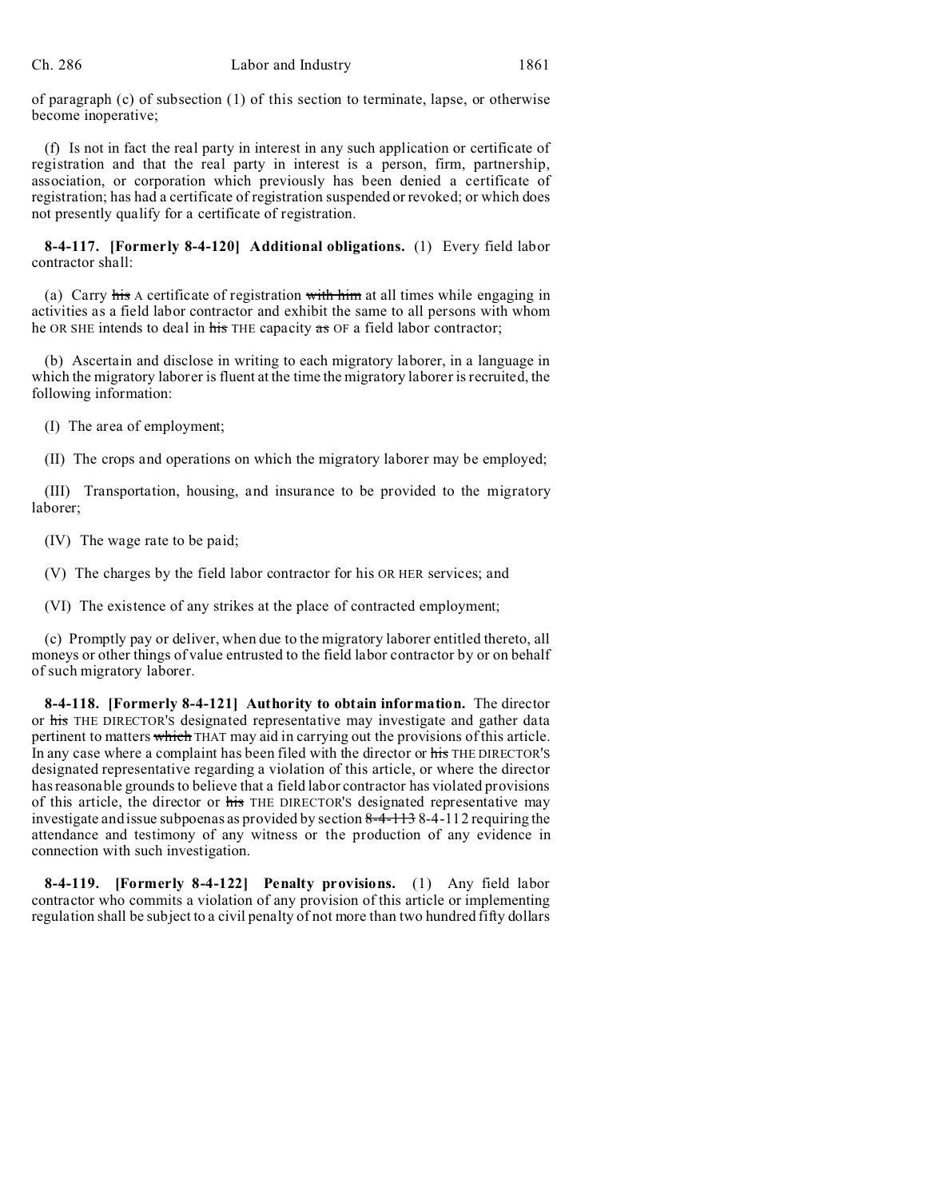of paragraph (c) of subsection (1) of this section to terminate, lapse, or otherwise become inoperative;

(f) Is not in fact the real party in interest in any such application or certificate of registration and that the real party in interest is a person, firm, partnership, association, or corporation which previously has been denied a certificate of registration; has had a certificate of registration suspended or revoked; or which does not presently qualify for a certificate of registration.

**8-4-117. [Formerly 8-4-120] Additional obligations.** (1) Every field labor contractor shall:

(a) Carry ~~his~~ A certificate of registration ~~with him~~ at all times while engaging in activities as a field labor contractor and exhibit the same to all persons with whom he OR SHE intends to deal in ~~his~~ THE capacity ~~as~~ OF a field labor contractor;

(b) Ascertain and disclose in writing to each migratory laborer, in a language in which the migratory laborer is fluent at the time the migratory laborer is recruited, the following information:

(I) The area of employment;

(II) The crops and operations on which the migratory laborer may be employed;

(III) Transportation, housing, and insurance to be provided to the migratory laborer;

(IV) The wage rate to be paid;

(V) The charges by the field labor contractor for his OR HER services; and

(VI) The existence of any strikes at the place of contracted employment;

(c) Promptly pay or deliver, when due to the migratory laborer entitled thereto, all moneys or other things of value entrusted to the field labor contractor by or on behalf of such migratory laborer.

**8-4-118. [Formerly 8-4-121] Authority to obtain information.** The director or ~~his~~ THE DIRECTOR'S designated representative may investigate and gather data pertinent to matters ~~which~~ THAT may aid in carrying out the provisions of this article. In any case where a complaint has been filed with the director or ~~his~~ THE DIRECTOR'S designated representative regarding a violation of this article, or where the director has reasonable grounds to believe that a field labor contractor has violated provisions of this article, the director or ~~his~~ THE DIRECTOR'S designated representative may investigate and issue subpoenas as provided by section ~~8-4-113~~ 8-4-112 requiring the attendance and testimony of any witness or the production of any evidence in connection with such investigation.

**8-4-119. [Formerly 8-4-122] Penalty provisions.** (1) Any field labor contractor who commits a violation of any provision of this article or implementing regulation shall be subject to a civil penalty of not more than two hundred fifty dollars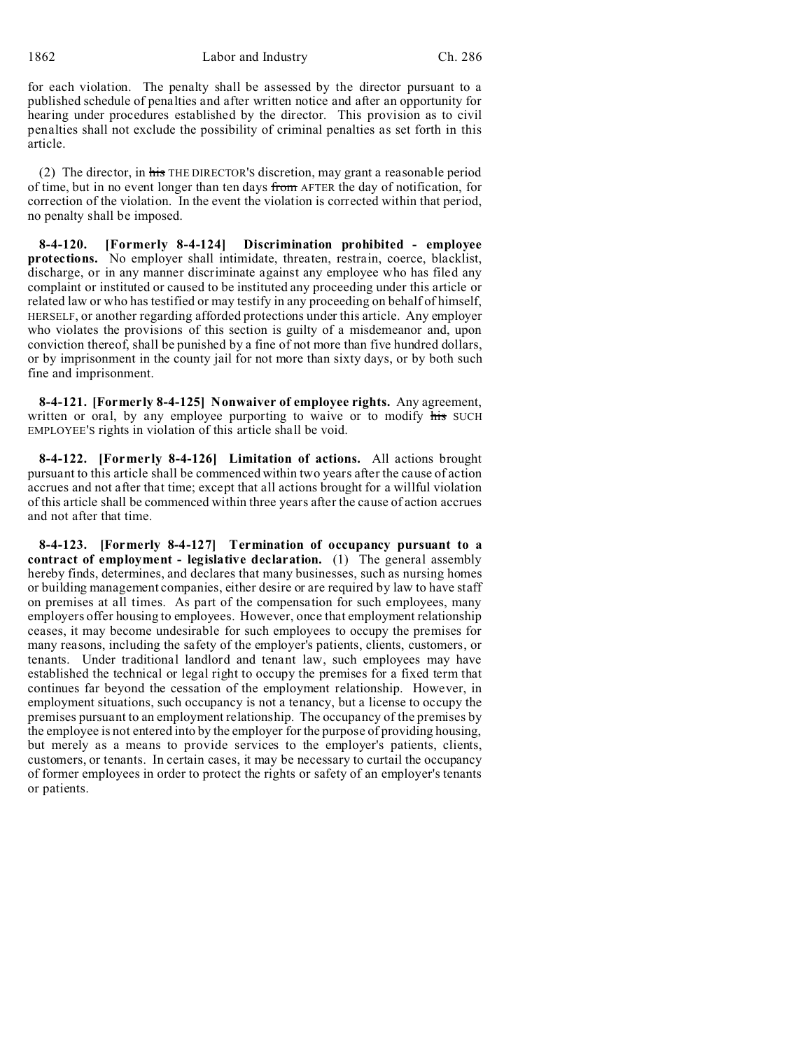for each violation. The penalty shall be assessed by the director pursuant to a published schedule of penalties and after written notice and after an opportunity for hearing under procedures established by the director. This provision as to civil penalties shall not exclude the possibility of criminal penalties as set forth in this article.

(2) The director, in ~~his~~ THE DIRECTOR'S discretion, may grant a reasonable period of time, but in no event longer than ten days ~~from~~ AFTER the day of notification, for correction of the violation. In the event the violation is corrected within that period, no penalty shall be imposed.

**8-4-120. [Formerly 8-4-124] Discrimination prohibited - employee protections.** No employer shall intimidate, threaten, restrain, coerce, blacklist, discharge, or in any manner discriminate against any employee who has filed any complaint or instituted or caused to be instituted any proceeding under this article or related law or who has testified or may testify in any proceeding on behalf of himself, HERSELF, or another regarding afforded protections under this article. Any employer who violates the provisions of this section is guilty of a misdemeanor and, upon conviction thereof, shall be punished by a fine of not more than five hundred dollars, or by imprisonment in the county jail for not more than sixty days, or by both such fine and imprisonment.

**8-4-121. [Formerly 8-4-125] Nonwaiver of employee rights.** Any agreement, written or oral, by any employee purporting to waive or to modify ~~his~~ SUCH EMPLOYEE'S rights in violation of this article shall be void.

**8-4-122. [Formerly 8-4-126] Limitation of actions.** All actions brought pursuant to this article shall be commenced within two years after the cause of action accrues and not after that time; except that all actions brought for a willful violation of this article shall be commenced within three years after the cause of action accrues and not after that time.

**8-4-123. [Formerly 8-4-127] Termination of occupancy pursuant to a contract of employment - legislative declaration.** (1) The general assembly hereby finds, determines, and declares that many businesses, such as nursing homes or building management companies, either desire or are required by law to have staff on premises at all times. As part of the compensation for such employees, many employers offer housing to employees. However, once that employment relationship ceases, it may become undesirable for such employees to occupy the premises for many reasons, including the safety of the employer's patients, clients, customers, or tenants. Under traditional landlord and tenant law, such employees may have established the technical or legal right to occupy the premises for a fixed term that continues far beyond the cessation of the employment relationship. However, in employment situations, such occupancy is not a tenancy, but a license to occupy the premises pursuant to an employment relationship. The occupancy of the premises by the employee is not entered into by the employer for the purpose of providing housing, but merely as a means to provide services to the employer's patients, clients, customers, or tenants. In certain cases, it may be necessary to curtail the occupancy of former employees in order to protect the rights or safety of an employer's tenants or patients.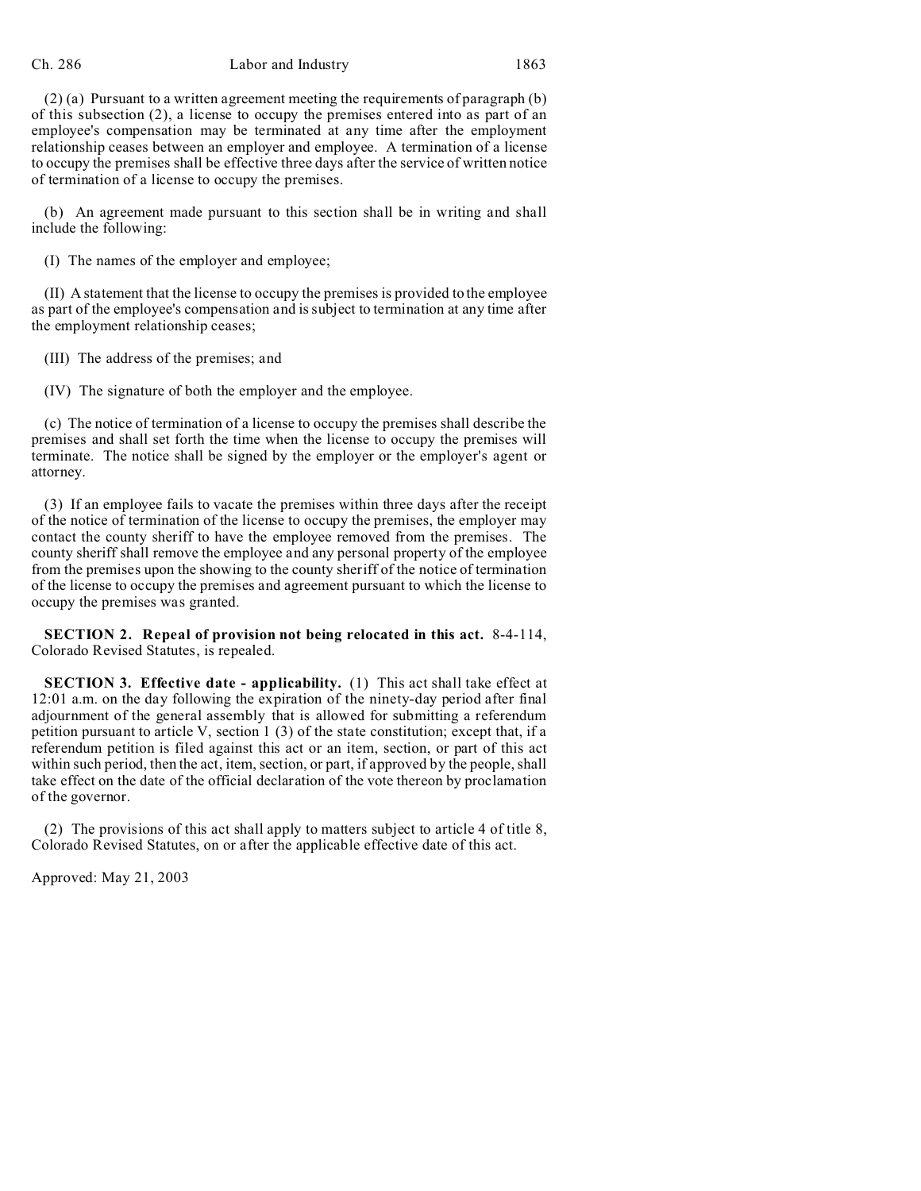(2) (a) Pursuant to a written agreement meeting the requirements of paragraph (b) of this subsection (2), a license to occupy the premises entered into as part of an employee's compensation may be terminated at any time after the employment relationship ceases between an employer and employee. A termination of a license to occupy the premises shall be effective three days after the service of written notice of termination of a license to occupy the premises.

(b) An agreement made pursuant to this section shall be in writing and shall include the following:

(I) The names of the employer and employee;

(II) A statement that the license to occupy the premises is provided to the employee as part of the employee's compensation and is subject to termination at any time after the employment relationship ceases;

(III) The address of the premises; and

(IV) The signature of both the employer and the employee.

(c) The notice of termination of a license to occupy the premises shall describe the premises and shall set forth the time when the license to occupy the premises will terminate. The notice shall be signed by the employer or the employer's agent or attorney.

(3) If an employee fails to vacate the premises within three days after the receipt of the notice of termination of the license to occupy the premises, the employer may contact the county sheriff to have the employee removed from the premises. The county sheriff shall remove the employee and any personal property of the employee from the premises upon the showing to the county sheriff of the notice of termination of the license to occupy the premises and agreement pursuant to which the license to occupy the premises was granted.

**SECTION 2. Repeal of provision not being relocated in this act.** 8-4-114, Colorado Revised Statutes, is repealed.

**SECTION 3. Effective date - applicability.** (1) This act shall take effect at 12:01 a.m. on the day following the expiration of the ninety-day period after final adjournment of the general assembly that is allowed for submitting a referendum petition pursuant to article V, section 1 (3) of the state constitution; except that, if a referendum petition is filed against this act or an item, section, or part of this act within such period, then the act, item, section, or part, if approved by the people, shall take effect on the date of the official declaration of the vote thereon by proclamation of the governor.

(2) The provisions of this act shall apply to matters subject to article 4 of title 8, Colorado Revised Statutes, on or after the applicable effective date of this act.

Approved: May 21, 2003